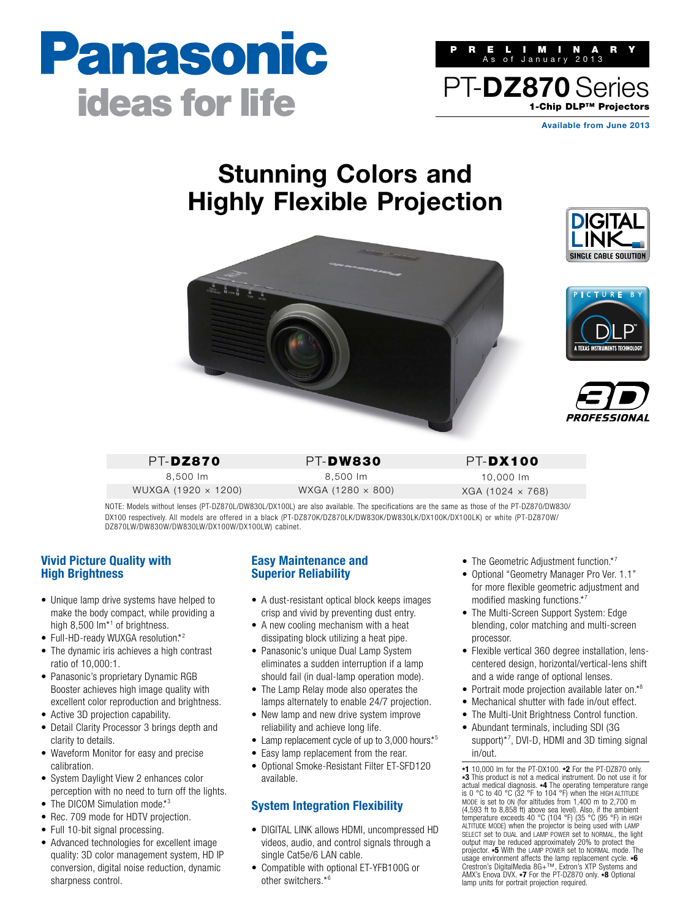# Panasonic
ideas for life

PRELIMINARY
As of January 2013

PT-**DZ870** Series
**1-Chip DLP™ Projectors**

**Available from June 2013**

# Stunning Colors and Highly Flexible Projection

DIGITAL LINK SINGLE CABLE SOLUTION

PICTURE BY DLP A TEXAS INSTRUMENTS TECHNOLOGY

3D PROFESSIONAL

| PT-**DZ870** | PT-**DW830** | PT-**DX100** |
|---|---|---|
| 8,500 lm | 8,500 lm | 10,000 lm |
| WUXGA (1920 × 1200) | WXGA (1280 × 800) | XGA (1024 × 768) |

NOTE: Models without lenses (PT-DZ870L/DW830L/DX100L) are also available. The specifications are the same as those of the PT-DZ870/DW830/DX100 respectively. All models are offered in a black (PT-DZ870K/DZ870LK/DW830K/DW830LK/DX100K/DX100LK) or white (PT-DZ870W/DZ870LW/DW830W/DW830LW/DX100W/DX100LW) cabinet.

## Vivid Picture Quality with High Brightness

- Unique lamp drive systems have helped to make the body compact, while providing a high 8,500 lm*[1] of brightness.
- Full-HD-ready WUXGA resolution.*[2]
- The dynamic iris achieves a high contrast ratio of 10,000:1.
- Panasonic's proprietary Dynamic RGB Booster achieves high image quality with excellent color reproduction and brightness.
- Active 3D projection capability.
- Detail Clarity Processor 3 brings depth and clarity to details.
- Waveform Monitor for easy and precise calibration.
- System Daylight View 2 enhances color perception with no need to turn off the lights.
- The DICOM Simulation mode.*[3]
- Rec. 709 mode for HDTV projection.
- Full 10-bit signal processing.
- Advanced technologies for excellent image quality: 3D color management system, HD IP conversion, digital noise reduction, dynamic sharpness control.

## Easy Maintenance and Superior Reliability

- A dust-resistant optical block keeps images crisp and vivid by preventing dust entry.
- A new cooling mechanism with a heat dissipating block utilizing a heat pipe.
- Panasonic's unique Dual Lamp System eliminates a sudden interruption if a lamp should fail (in dual-lamp operation mode).
- The Lamp Relay mode also operates the lamps alternately to enable 24/7 projection.
- New lamp and new drive system improve reliability and achieve long life.
- Lamp replacement cycle of up to 3,000 hours.*[5]
- Easy lamp replacement from the rear.
- Optional Smoke-Resistant Filter ET-SFD120 available.

## System Integration Flexibility

- DIGITAL LINK allows HDMI, uncompressed HD videos, audio, and control signals through a single Cat5e/6 LAN cable.
- Compatible with optional ET-YFB100G or other switchers.*[6]
- The Geometric Adjustment function.*[7]
- Optional "Geometry Manager Pro Ver. 1.1" for more flexible geometric adjustment and modified masking functions.*[7]
- The Multi-Screen Support System: Edge blending, color matching and multi-screen processor.
- Flexible vertical 360 degree installation, lens-centered design, horizontal/vertical-lens shift and a wide range of optional lenses.
- Portrait mode projection available later on.*[8]
- Mechanical shutter with fade in/out effect.
- The Multi-Unit Brightness Control function.
- Abundant terminals, including SDI (3G support)*[7], DVI-D, HDMI and 3D timing signal in/out.

**\*1** 10,000 lm for the PT-DX100. **\*2** For the PT-DZ870 only. **\*3** This product is not a medical instrument. Do not use it for actual medical diagnosis. **\*4** The operating temperature range is 0 °C to 40 °C (32 °F to 104 °F) when the HIGH ALTITUDE MODE is set to ON (for altitudes from 1,400 m to 2,700 m (4,593 ft to 8,858 ft) above sea level). Also, if the ambient temperature exceeds 40 °C (104 °F) (35 °C (95 °F) in HIGH ALTITUDE MODE) when the projector is being used with LAMP SELECT set to DUAL and LAMP POWER set to NORMAL, the light output may be reduced approximately 20% to protect the projector. **\*5** With the LAMP POWER set to NORMAL mode. The usage environment affects the lamp replacement cycle. **\*6** Crestron's DigitalMedia 8G+™, Extron's XTP Systems and AMX's Enova DVX. **\*7** For the PT-DZ870 only. **\*8** Optional lamp units for portrait projection required.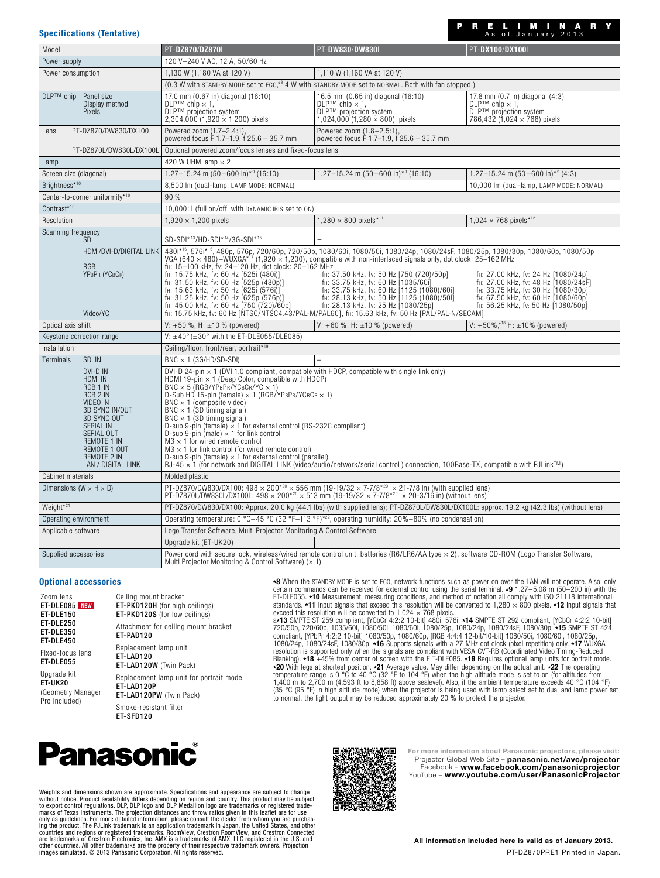## Specifications (Tentative)

PRELIMINARY
As of January 2013

| Model | | PT-DZ870/DZ870L | PT-DW830/DW830L | PT-DX100/DX100L |
|---|---|---|---|---|
| Power supply | | 120 V–240 V AC, 12 A, 50/60 Hz | | |
| Power consumption | | 1,130 W (1,180 VA at 120 V) | 1,110 W (1,160 VA at 120 V) | |
| | | (0.3 W with STANDBY MODE set to ECO,*8 4 W with STANDBY MODE set to NORMAL. Both with fan stopped.) | | |
| DLP™ chip | Panel size / Display method / Pixels | 17.0 mm (0.67 in) diagonal (16:10) DLP™ chip × 1, DLP™ projection system 2,304,000 (1,920 × 1,200) pixels | 16.5 mm (0.65 in) diagonal (16:10) DLP™ chip × 1, DLP™ projection system 1,024,000 (1,280 × 800) pixels | 17.8 mm (0.7 in) diagonal (4:3) DLP™ chip × 1, DLP™ projection system 786,432 (1,024 × 768) pixels |
| Lens | PT-DZ870/DW830/DX100 | Powered zoom (1.7–2.4:1), powered focus F 1.7–1.9, f 25.6 – 35.7 mm | Powered zoom (1.8–2.5:1), powered focus F 1.7–1.9, f 25.6 – 35.7 mm | |
| | PT-DZ870L/DW830L/DX100L | Optional powered zoom/focus lenses and fixed-focus lens | | |
| Lamp | | 420 W UHM lamp × 2 | | |
| Screen size (diagonal) | | 1.27–15.24 m (50–600 in)*9 (16:10) | 1.27–15.24 m (50–600 in)*9 (16:10) | 1.27–15.24 m (50–600 in)*9 (4:3) |
| Brightness*10 | | 8,500 lm (dual-lamp, LAMP MODE: NORMAL) | | 10,000 lm (dual-lamp, LAMP MODE: NORMAL) |
| Center-to-corner uniformity*10 | | 90 % | | |
| Contrast*10 | | 10,000:1 (full on/off, with DYNAMIC IRIS set to ON) | | |
| Resolution | | 1,920 × 1,200 pixels | 1,280 × 800 pixels*11 | 1,024 × 768 pixels*12 |
| Scanning frequency | SDI | SD-SDI*13/HD-SDI*14/3G-SDI*15 | – | |
| | HDMI/DVI-D/DIGITAL LINK | 480i*16, 576i*16, 480p, 576p, 720/60p, 720/50p, 1080/60i, 1080/50i, 1080/24p, 1080/24sF, 1080/25p, 1080/30p, 1080/60p, 1080/50p VGA (640 × 480)–WUXGA*17 (1,920 × 1,200), compatible with non-interlaced signals only, dot clock: 25–162 MHz | | |
| | RGB | fH: 15–100 kHz, fV: 24–120 Hz, dot clock: 20–162 MHz | | |
| | YPBPR (YCBCR) | fH: 15.75 kHz, fV: 60 Hz [525i (480i)] fH: 31.50 kHz, fV: 60 Hz [525p (480p)] fH: 15.63 kHz, fV: 50 Hz [625i (576i)] fH: 31.25 kHz, fV: 50 Hz [625p (576p)] fH: 45.00 kHz, fV: 60 Hz [750 (720)/60p] | fH: 37.50 kHz, fV: 50 Hz [750 (720)/50p] fH: 33.75 kHz, fV: 60 Hz [1035/60i] fH: 33.75 kHz, fV: 60 Hz [1125 (1080)/60i] fH: 28.13 kHz, fV: 50 Hz [1125 (1080)/50i] fH: 28.13 kHz, fV: 25 Hz [1080/25p] | fH: 27.00 kHz, fV: 24 Hz [1080/24p] fH: 27.00 kHz, fV: 48 Hz [1080/24sF] fH: 33.75 kHz, fV: 30 Hz [1080/30p] fH: 67.50 kHz, fV: 60 Hz [1080/60p] fH: 56.25 kHz, fV: 50 Hz [1080/50p] |
| | Video/YC | fH: 15.75 kHz, fV: 60 Hz [NTSC/NTSC4.43/PAL-M/PAL60], fH: 15.63 kHz, fV: 50 Hz [PAL/PAL-N/SECAM] | | |
| Optical axis shift | | V: +50 %, H: ±10 % (powered) | V: +60 %, H: ±10 % (powered) | V: +50%,*18 H: ±10% (powered) |
| Keystone correction range | | V: ±40° (±30° with the ET-DLE055/DLE085) | | |
| Installation | | Ceiling/floor, front/rear, portrait*19 | | |
| Terminals | SDI IN | BNC × 1 (3G/HD/SD-SDI) | – | |
| | DVI-D IN | DVI-D 24-pin × 1 (DVI 1.0 compliant, compatible with HDCP, compatible with single link only) | | |
| | HDMI IN | HDMI 19-pin × 1 (Deep Color, compatible with HDCP) | | |
| | RGB 1 IN | BNC × 5 (RGB/YPBPR/YCBCR/YC × 1) | | |
| | RGB 2 IN | D-Sub HD 15-pin (female) × 1 (RGB/YPBPR/YCBCR × 1) | | |
| | VIDEO IN | BNC × 1 (composite video) | | |
| | 3D SYNC IN/OUT | BNC × 1 (3D timing signal) | | |
| | 3D SYNC OUT | BNC × 1 (3D timing signal) | | |
| | SERIAL IN | D-sub 9-pin (female) × 1 for external control (RS-232C compliant) | | |
| | SERIAL OUT | D-sub 9-pin (male) × 1 for link control | | |
| | REMOTE 1 IN | M3 × 1 for wired remote control | | |
| | REMOTE 1 OUT | M3 × 1 for link control (for wired remote control) | | |
| | REMOTE 2 IN | D-sub 9-pin (female) × 1 for external control (parallel) | | |
| | LAN / DIGITAL LINK | RJ-45 × 1 (for network and DIGITAL LINK (video/audio/network/serial control) connection, 100Base-TX, compatible with PJLink™) | | |
| Cabinet materials | | Molded plastic | | |
| Dimensions (W × H × D) | | PT-DZ870/DW830/DX100: 498 × 200*20 × 556 mm (19-19/32 × 7-7/8*20 × 21-7/8 in) (with supplied lens) PT-DZ870L/DW830L/DX100L: 498 × 200*20 × 513 mm (19-19/32 × 7-7/8*20 × 20-3/16 in) (without lens) | | |
| Weight*21 | | PT-DZ870/DW830/DX100: Approx. 20.0 kg (44.1 lbs) (with supplied lens); PT-DZ870L/DW830L/DX100L: approx. 19.2 kg (42.3 lbs) (without lens) | | |
| Operating environment | | Operating temperature: 0 °C–45 °C (32 °F–113 °F)*22, operating humidity: 20%–80% (no condensation) | | |
| Applicable software | | Logo Transfer Software, Multi Projector Monitoring & Control Software | | |
| | | Upgrade kit (ET-UK20) | – | |
| Supplied accessories | | Power cord with secure lock, wireless/wired remote control unit, batteries (R6/LR6/AA type × 2), software CD-ROM (Logo Transfer Software, Multi Projector Monitoring & Control Software) (× 1) | | |

### Optional accessories

Zoom lens
**ET-DLE085** NEW
**ET-DLE150**
**ET-DLE250**
**ET-DLE350**
**ET-DLE450**

Fixed-focus lens
**ET-DLE055**

Upgrade kit
**ET-UK20**
(Geometry Manager Pro included)

Ceiling mount bracket
**ET-PKD120H** (for high ceilings)
**ET-PKD120S** (for low ceilings)

Attachment for ceiling mount bracket
**ET-PAD120**

Replacement lamp unit
**ET-LAD120**
**ET-LAD120W** (Twin Pack)

Replacement lamp unit for portrait mode
**ET-LAD120P**
**ET-LAD120PW** (Twin Pack)

Smoke-resistant filter
**ET-SFD120**

**\*8** When the STANDBY MODE is set to ECO, network functions such as power on over the LAN will not operate. Also, only certain commands can be received for external control using the serial terminal. **\*9** 1.27–5.08 m (50–200 in) with the ET-DLE055. **\*10** Measurement, measuring conditions, and method of notation all comply with ISO 21118 international standards. **\*11** Input signals that exceed this resolution will be converted to 1,280 × 800 pixels. **\*12** Input signals that exceed this resolution will be converted to 1,024 × 768 pixels.
**\*13** SMPTE ST 259 compliant, [YCbCr 4:2:2 10-bit] 480i, 576i. **\*14** SMPTE ST 292 compliant, [YCbCr 4:2:2 10-bit] 720/50p, 720/60p, 1035/60i, 1080/50i, 1080/60i, 1080/25p, 1080/24p, 1080/24sF, 1080/30p. **\*15** SMPTE ST 424 compliant, [YPbPr 4:2:2 10-bit] 1080/50p, 1080/60p, [RGB 4:4:4 12-bit/10-bit] 1080/50i, 1080/60i, 1080/25p, 1080/24p, 1080/24sF, 1080/30p. **\*16** Supports signals with a 27 MHz dot clock (pixel repetition) only. **\*17** WUXGA resolution is supported only when the signals are compliant with VESA CVT-RB (Coordinated Video Timing-Reduced Blanking). **\*18** +45% from center of screen with the ET-DLE085. **\*19** Requires optional lamp units for portrait mode. **\*20** With legs at shortest position. **\*21** Average value. May differ depending on the actual unit. **\*22** The operating temperature range is 0 °C to 40 °C (32 °F to 104 °F) when the high altitude mode is set to on (for altitudes from 1,400 m to 2,700 m (4,593 ft to 8,858 ft) above sealevel). Also, if the ambient temperature exceeds 40 °C (104 °F) (35 °C (95 °F) in high altitude mode) when the projector is being used with lamp select set to dual and lamp power set to normal, the light output may be reduced approximately 20 % to protect the projector.

**Panasonic**

Weights and dimensions shown are approximate. Specifications and appearance are subject to change without notice. Product availability differs depending on region and country. This product may be subject to export control regulations. DLP, DLP logo and DLP Medallion logo are trademarks or registered trademarks of Texas Instruments. The projection distances and throw ratios given in this leaflet are for use only as guidelines. For more detailed information, please consult the dealer from whom you are purchasing the product. The PJLink trademark is an application trademark in Japan, the United States, and other countries and regions or registered trademarks. RoomView, Crestron RoomView, and Crestron Connected are trademarks of Crestron Electronics, Inc. AMX is a trademarks of AMX, LLC registered in the U.S. and other countries. All other trademarks are the property of their respective trademark owners. Projection images simulated. © 2013 Panasonic Corporation. All rights reserved.

For more information about Panasonic projectors, please visit:
Projector Global Web Site – **panasonic.net/avc/projector**
Facebook – **www.facebook.com/panasonicprojector**
YouTube – **www.youtube.com/user/PanasonicProjector**

**All information included here is valid as of January 2013.**

PT-DZ870PRE1 Printed in Japan.